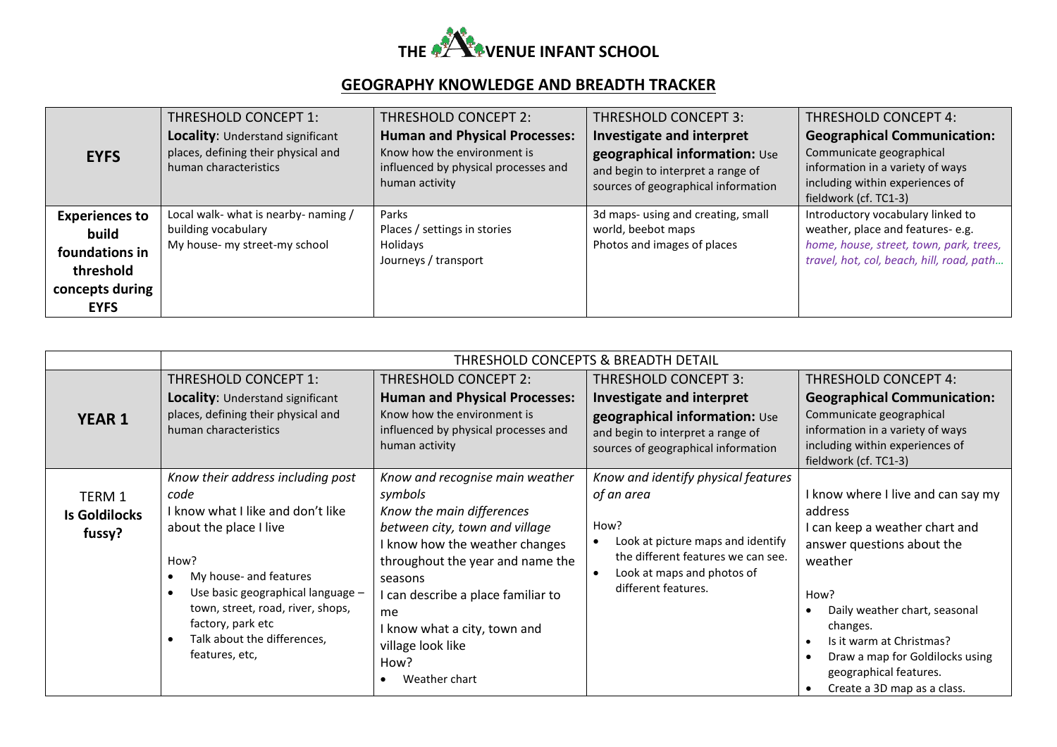# THE AVENUE INFANT SCHOOL

## GEOGRAPHY KNOWLEDGE AND BREADTH TRACKER

| **EYFS** | THRESHOLD CONCEPT 1: **Locality**: Understand significant places, defining their physical and human characteristics | THRESHOLD CONCEPT 2: **Human and Physical Processes:** Know how the environment is influenced by physical processes and human activity | THRESHOLD CONCEPT 3: **Investigate and interpret geographical information:** Use and begin to interpret a range of sources of geographical information | THRESHOLD CONCEPT 4: **Geographical Communication:** Communicate geographical information in a variety of ways including within experiences of fieldwork (cf. TC1-3) |
|---|---|---|---|---|
| **Experiences to build foundations in threshold concepts during EYFS** | Local walk- what is nearby- naming / building vocabulary<br>My house- my street-my school | Parks<br>Places / settings in stories<br>Holidays<br>Journeys / transport | 3d maps- using and creating, small world, beebot maps<br>Photos and images of places | Introductory vocabulary linked to weather, place and features- e.g. *home, house, street, town, park, trees, travel, hot, col, beach, hill, road, path…* |

| | THRESHOLD CONCEPTS & BREADTH DETAIL | | | |
|---|---|---|---|---|
| **YEAR 1** | THRESHOLD CONCEPT 1: **Locality**: Understand significant places, defining their physical and human characteristics | THRESHOLD CONCEPT 2: **Human and Physical Processes:** Know how the environment is influenced by physical processes and human activity | THRESHOLD CONCEPT 3: **Investigate and interpret geographical information:** Use and begin to interpret a range of sources of geographical information | THRESHOLD CONCEPT 4: **Geographical Communication:** Communicate geographical information in a variety of ways including within experiences of fieldwork (cf. TC1-3) |
| TERM 1 **Is Goldilocks fussy?** | *Know their address including post code*<br>I know what I like and don't like about the place I live<br><br>How?<br>• My house- and features<br>• Use basic geographical language – town, street, road, river, shops, factory, park etc<br>• Talk about the differences, features, etc, | *Know and recognise main weather symbols*<br>*Know the main differences between city, town and village*<br>I know how the weather changes throughout the year and name the seasons<br>I can describe a place familiar to me<br>I know what a city, town and village look like<br>How?<br>• Weather chart | *Know and identify physical features of an area*<br><br>How?<br>• Look at picture maps and identify the different features we can see.<br>• Look at maps and photos of different features. | I know where I live and can say my address<br>I can keep a weather chart and answer questions about the weather<br><br>How?<br>• Daily weather chart, seasonal changes.<br>• Is it warm at Christmas?<br>• Draw a map for Goldilocks using geographical features.<br>• Create a 3D map as a class. |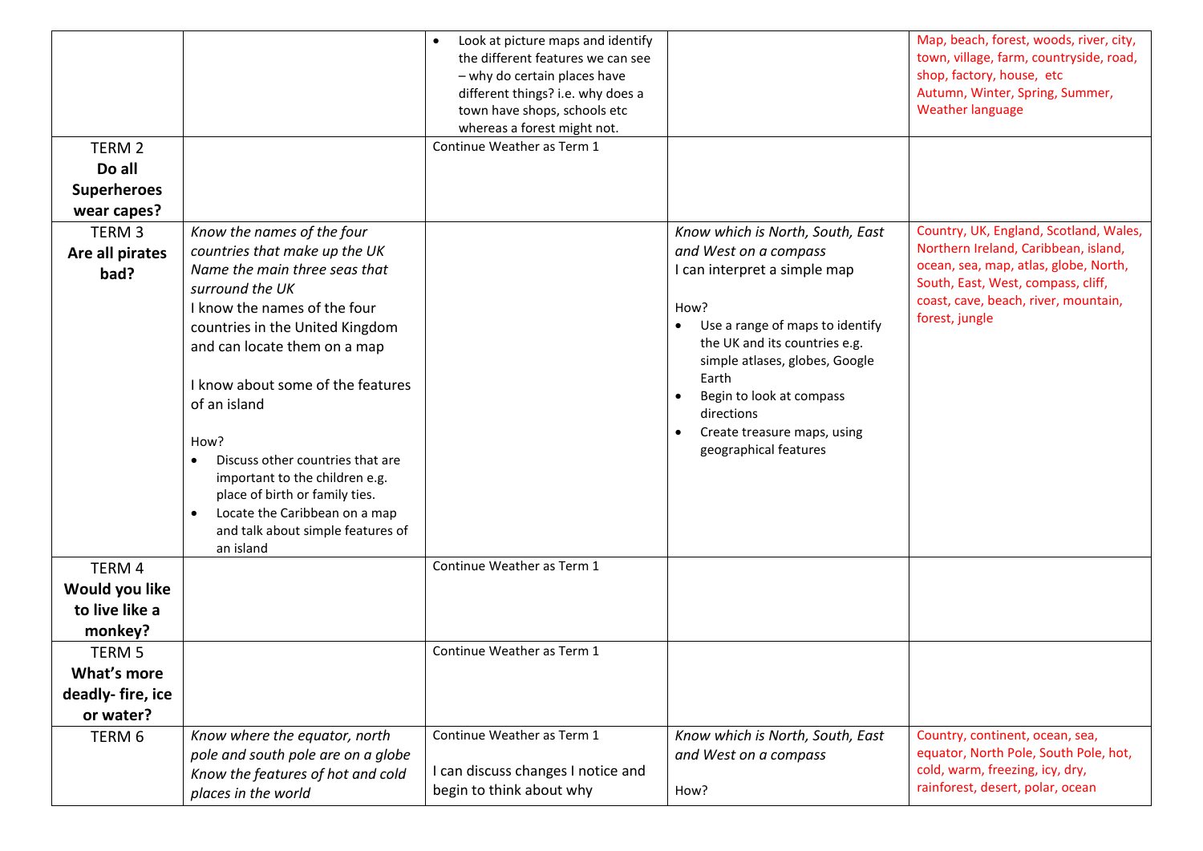| | | | | |
|---|---|---|---|---|
| | | • Look at picture maps and identify the different features we can see – why do certain places have different things? i.e. why does a town have shops, schools etc whereas a forest might not. | | Map, beach, forest, woods, river, city, town, village, farm, countryside, road, shop, factory, house, etc<br>Autumn, Winter, Spring, Summer, Weather language |
| TERM 2<br>**Do all Superheroes wear capes?** | | Continue Weather as Term 1 | | |
| TERM 3<br>**Are all pirates bad?** | *Know the names of the four countries that make up the UK*<br>*Name the main three seas that surround the UK*<br>I know the names of the four countries in the United Kingdom and can locate them on a map<br><br>I know about some of the features of an island<br><br>How?<br>• Discuss other countries that are important to the children e.g. place of birth or family ties.<br>• Locate the Caribbean on a map and talk about simple features of an island | | *Know which is North, South, East and West on a compass*<br>I can interpret a simple map<br><br>How?<br>• Use a range of maps to identify the UK and its countries e.g. simple atlases, globes, Google Earth<br>• Begin to look at compass directions<br>• Create treasure maps, using geographical features | Country, UK, England, Scotland, Wales, Northern Ireland, Caribbean, island, ocean, sea, map, atlas, globe, North, South, East, West, compass, cliff, coast, cave, beach, river, mountain, forest, jungle |
| TERM 4<br>**Would you like to live like a monkey?** | | Continue Weather as Term 1 | | |
| TERM 5<br>**What's more deadly- fire, ice or water?** | | Continue Weather as Term 1 | | |
| TERM 6 | *Know where the equator, north pole and south pole are on a globe*<br>*Know the features of hot and cold places in the world* | Continue Weather as Term 1<br><br>I can discuss changes I notice and begin to think about why | *Know which is North, South, East and West on a compass*<br><br>How? | Country, continent, ocean, sea, equator, North Pole, South Pole, hot, cold, warm, freezing, icy, dry, rainforest, desert, polar, ocean |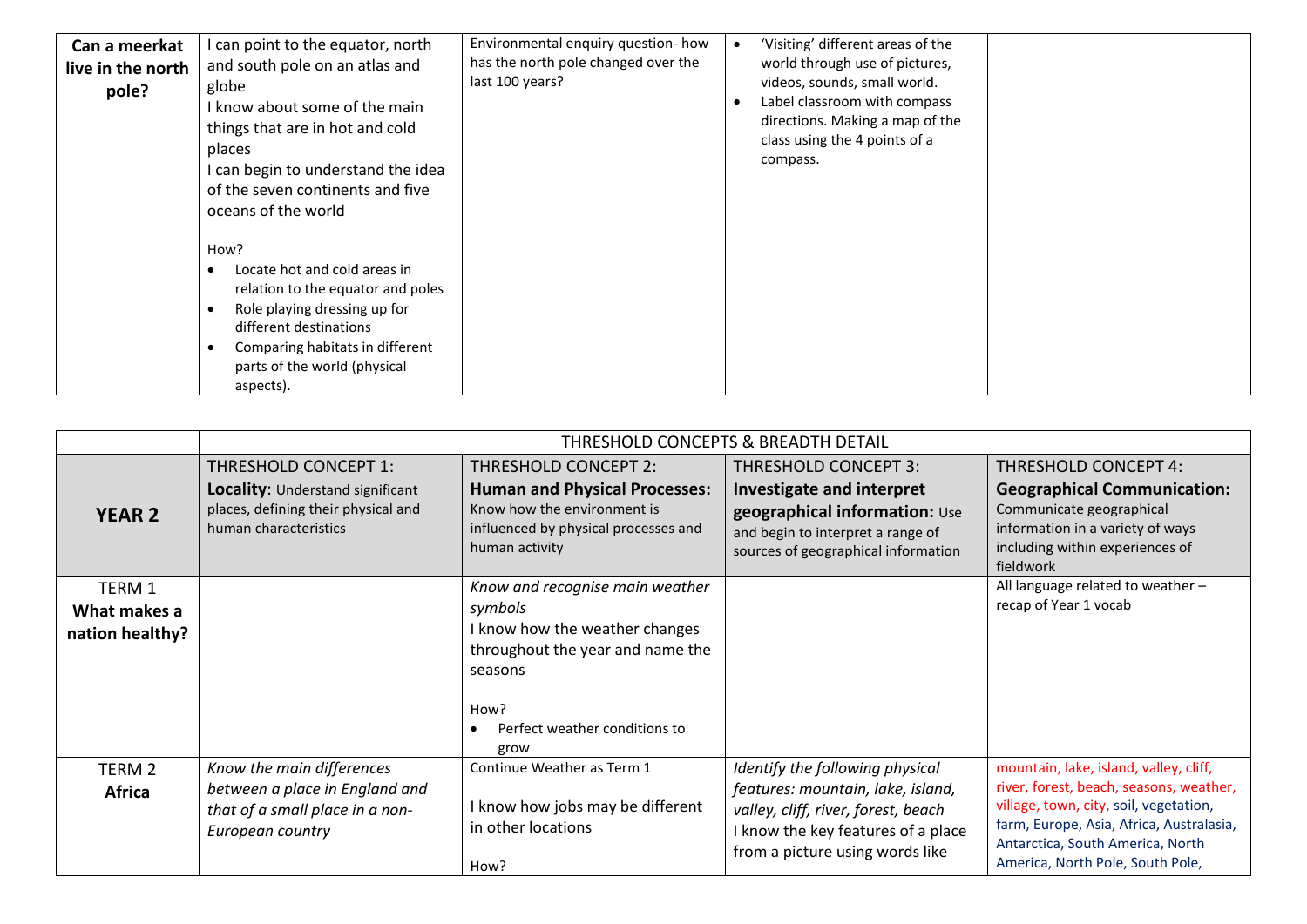| | | | | |
|---|---|---|---|---|
| **Can a meerkat live in the north pole?** | I can point to the equator, north and south pole on an atlas and globe<br>I know about some of the main things that are in hot and cold places<br>I can begin to understand the idea of the seven continents and five oceans of the world<br><br>How?<br>• Locate hot and cold areas in relation to the equator and poles<br>• Role playing dressing up for different destinations<br>• Comparing habitats in different parts of the world (physical aspects). | Environmental enquiry question- how has the north pole changed over the last 100 years? | • 'Visiting' different areas of the world through use of pictures, videos, sounds, small world.<br>• Label classroom with compass directions. Making a map of the class using the 4 points of a compass. | |

| | THRESHOLD CONCEPTS & BREADTH DETAIL | | | |
|---|---|---|---|---|
| **YEAR 2** | THRESHOLD CONCEPT 1:<br>**Locality**: Understand significant places, defining their physical and human characteristics | THRESHOLD CONCEPT 2:<br>**Human and Physical Processes:** Know how the environment is influenced by physical processes and human activity | THRESHOLD CONCEPT 3:<br>**Investigate and interpret geographical information:** Use and begin to interpret a range of sources of geographical information | THRESHOLD CONCEPT 4:<br>**Geographical Communication:** Communicate geographical information in a variety of ways including within experiences of fieldwork |
| TERM 1<br>**What makes a nation healthy?** | | *Know and recognise main weather symbols*<br>I know how the weather changes throughout the year and name the seasons<br><br>How?<br>• Perfect weather conditions to grow | | All language related to weather – recap of Year 1 vocab |
| TERM 2<br>**Africa** | *Know the main differences between a place in England and that of a small place in a non-European country* | Continue Weather as Term 1<br><br>I know how jobs may be different in other locations<br><br>How? | *Identify the following physical features: mountain, lake, island, valley, cliff, river, forest, beach*<br>I know the key features of a place from a picture using words like | mountain, lake, island, valley, cliff, river, forest, beach, seasons, weather, village, town, city, soil, vegetation, farm, Europe, Asia, Africa, Australasia, Antarctica, South America, North America, North Pole, South Pole, |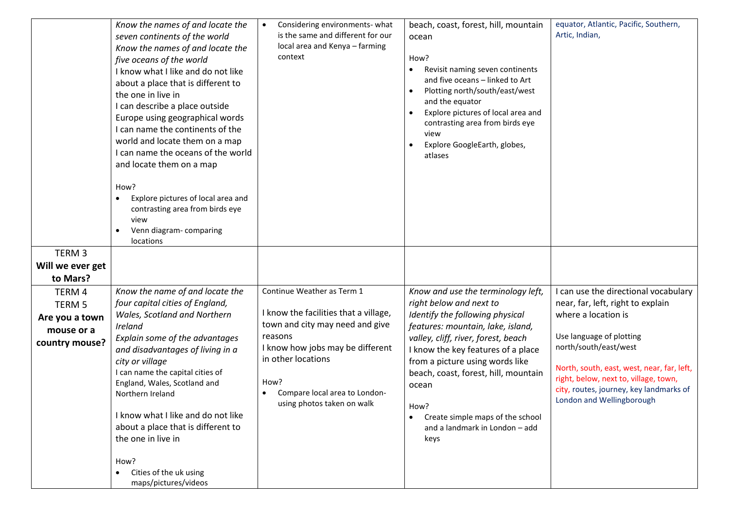| | | | | |
|---|---|---|---|---|
| | *Know the names of and locate the seven continents of the world*<br>*Know the names of and locate the five oceans of the world*<br>I know what I like and do not like about a place that is different to the one in live in<br>I can describe a place outside Europe using geographical words<br>I can name the continents of the world and locate them on a map<br>I can name the oceans of the world and locate them on a map<br><br>How?<br>• Explore pictures of local area and contrasting area from birds eye view<br>• Venn diagram- comparing locations | • Considering environments- what is the same and different for our local area and Kenya – farming context | beach, coast, forest, hill, mountain ocean<br><br>How?<br>• Revisit naming seven continents and five oceans – linked to Art<br>• Plotting north/south/east/west and the equator<br>• Explore pictures of local area and contrasting area from birds eye view<br>• Explore GoogleEarth, globes, atlases | equator, Atlantic, Pacific, Southern, Artic, Indian, |
| TERM 3<br>**Will we ever get to Mars?** | | | | |
| TERM 4<br>TERM 5<br>**Are you a town mouse or a country mouse?** | *Know the name of and locate the four capital cities of England, Wales, Scotland and Northern Ireland*<br>*Explain some of the advantages and disadvantages of living in a city or village*<br>I can name the capital cities of England, Wales, Scotland and Northern Ireland<br><br>I know what I like and do not like about a place that is different to the one in live in<br><br>How?<br>• Cities of the uk using maps/pictures/videos | Continue Weather as Term 1<br><br>I know the facilities that a village, town and city may need and give reasons<br>I know how jobs may be different in other locations<br><br>How?<br>• Compare local area to London- using photos taken on walk | *Know and use the terminology left, right below and next to*<br>*Identify the following physical features: mountain, lake, island, valley, cliff, river, forest, beach*<br>I know the key features of a place from a picture using words like beach, coast, forest, hill, mountain ocean<br><br>How?<br>• Create simple maps of the school and a landmark in London – add keys | I can use the directional vocabulary near, far, left, right to explain where a location is<br><br>Use language of plotting north/south/east/west<br><br>North, south, east, west, near, far, left, right, below, next to, village, town, city, routes, journey, key landmarks of London and Wellingborough |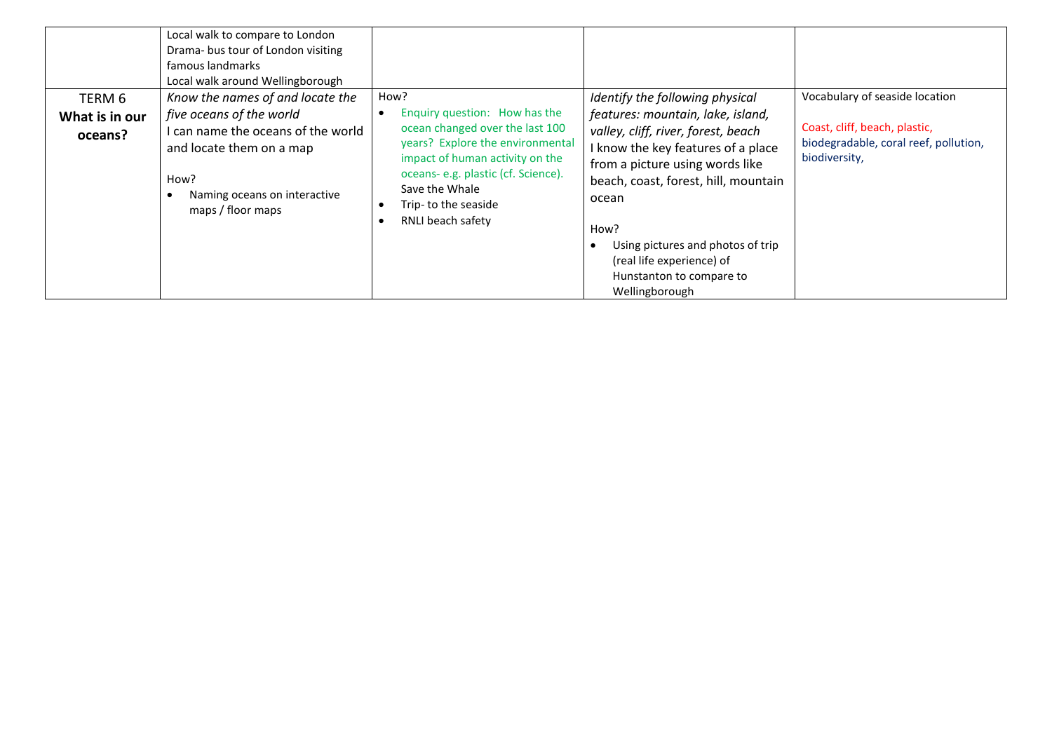| | | | | |
|---|---|---|---|---|
| | Local walk to compare to London<br>Drama- bus tour of London visiting famous landmarks<br>Local walk around Wellingborough | | | |
| TERM 6<br>**What is in our oceans?** | *Know the names of and locate the five oceans of the world*<br>I can name the oceans of the world and locate them on a map<br><br>How?<br>• Naming oceans on interactive maps / floor maps | How?<br>• Enquiry question: How has the ocean changed over the last 100 years? Explore the environmental impact of human activity on the oceans- e.g. plastic (cf. Science). Save the Whale<br>• Trip- to the seaside<br>• RNLI beach safety | *Identify the following physical features: mountain, lake, island, valley, cliff, river, forest, beach*<br>I know the key features of a place from a picture using words like beach, coast, forest, hill, mountain ocean<br><br>How?<br>• Using pictures and photos of trip (real life experience) of Hunstanton to compare to Wellingborough | Vocabulary of seaside location<br><br>Coast, cliff, beach, plastic, biodegradable, coral reef, pollution, biodiversity, |